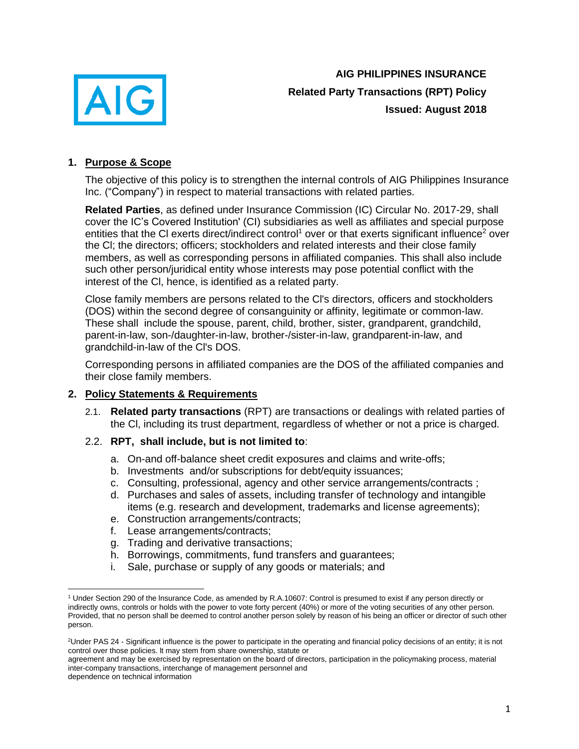**AIG PHILIPPINES INSURANCE**

**Related Party Transactions (RPT) Policy**

**Issued: August 2018**

## 1. Purpose & Scope

The objective of this policy is to strengthen the internal controls of AIG Philippines Insurance Inc. ("Company") in respect to material transactions with related parties.

**Related Parties**, as defined under Insurance Commission (IC) Circular No. 2017-29, shall cover the IC's Covered Institution' (CI) subsidiaries as well as affiliates and special purpose entities that the CI exerts direct/indirect control[1] over or that exerts significant influence[2] over the CI; the directors; officers; stockholders and related interests and their close family members, as well as corresponding persons in affiliated companies. This shall also include such other person/juridical entity whose interests may pose potential conflict with the interest of the CI, hence, is identified as a related party.

Close family members are persons related to the CI's directors, officers and stockholders (DOS) within the second degree of consanguinity or affinity, legitimate or common-law. These shall include the spouse, parent, child, brother, sister, grandparent, grandchild, parent-in-law, son-/daughter-in-law, brother-/sister-in-law, grandparent-in-law, and grandchild-in-law of the CI's DOS.

Corresponding persons in affiliated companies are the DOS of the affiliated companies and their close family members.

## 2. Policy Statements & Requirements

2.1. **Related party transactions** (RPT) are transactions or dealings with related parties of the CI, including its trust department, regardless of whether or not a price is charged.

2.2. **RPT, shall include, but is not limited to**:

a. On-and off-balance sheet credit exposures and claims and write-offs;
b. Investments and/or subscriptions for debt/equity issuances;
c. Consulting, professional, agency and other service arrangements/contracts ;
d. Purchases and sales of assets, including transfer of technology and intangible items (e.g. research and development, trademarks and license agreements);
e. Construction arrangements/contracts;
f. Lease arrangements/contracts;
g. Trading and derivative transactions;
h. Borrowings, commitments, fund transfers and guarantees;
i. Sale, purchase or supply of any goods or materials; and

---

[1] Under Section 290 of the Insurance Code, as amended by R.A.10607: Control is presumed to exist if any person directly or indirectly owns, controls or holds with the power to vote forty percent (40%) or more of the voting securities of any other person. Provided, that no person shall be deemed to control another person solely by reason of his being an officer or director of such other person.

[2] Under PAS 24 - Significant influence is the power to participate in the operating and financial policy decisions of an entity; it is not control over those policies. It may stem from share ownership, statute or agreement and may be exercised by representation on the board of directors, participation in the policymaking process, material inter-company transactions, interchange of management personnel and dependence on technical information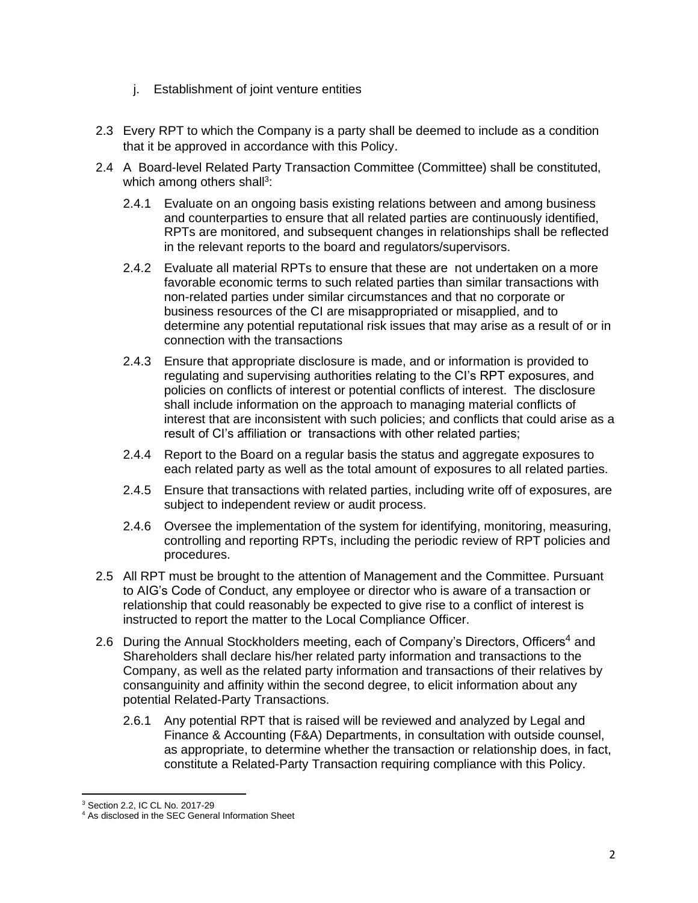j. Establishment of joint venture entities

2.3 Every RPT to which the Company is a party shall be deemed to include as a condition that it be approved in accordance with this Policy.

2.4 A Board-level Related Party Transaction Committee (Committee) shall be constituted, which among others shall[3]:

2.4.1 Evaluate on an ongoing basis existing relations between and among business and counterparties to ensure that all related parties are continuously identified, RPTs are monitored, and subsequent changes in relationships shall be reflected in the relevant reports to the board and regulators/supervisors.

2.4.2 Evaluate all material RPTs to ensure that these are not undertaken on a more favorable economic terms to such related parties than similar transactions with non-related parties under similar circumstances and that no corporate or business resources of the CI are misappropriated or misapplied, and to determine any potential reputational risk issues that may arise as a result of or in connection with the transactions

2.4.3 Ensure that appropriate disclosure is made, and or information is provided to regulating and supervising authorities relating to the CI's RPT exposures, and policies on conflicts of interest or potential conflicts of interest. The disclosure shall include information on the approach to managing material conflicts of interest that are inconsistent with such policies; and conflicts that could arise as a result of CI's affiliation or transactions with other related parties;

2.4.4 Report to the Board on a regular basis the status and aggregate exposures to each related party as well as the total amount of exposures to all related parties.

2.4.5 Ensure that transactions with related parties, including write off of exposures, are subject to independent review or audit process.

2.4.6 Oversee the implementation of the system for identifying, monitoring, measuring, controlling and reporting RPTs, including the periodic review of RPT policies and procedures.

2.5 All RPT must be brought to the attention of Management and the Committee. Pursuant to AIG's Code of Conduct, any employee or director who is aware of a transaction or relationship that could reasonably be expected to give rise to a conflict of interest is instructed to report the matter to the Local Compliance Officer.

2.6 During the Annual Stockholders meeting, each of Company's Directors, Officers[4] and Shareholders shall declare his/her related party information and transactions to the Company, as well as the related party information and transactions of their relatives by consanguinity and affinity within the second degree, to elicit information about any potential Related-Party Transactions.

2.6.1 Any potential RPT that is raised will be reviewed and analyzed by Legal and Finance & Accounting (F&A) Departments, in consultation with outside counsel, as appropriate, to determine whether the transaction or relationship does, in fact, constitute a Related-Party Transaction requiring compliance with this Policy.

---

[3] Section 2.2, IC CL No. 2017-29

[4] As disclosed in the SEC General Information Sheet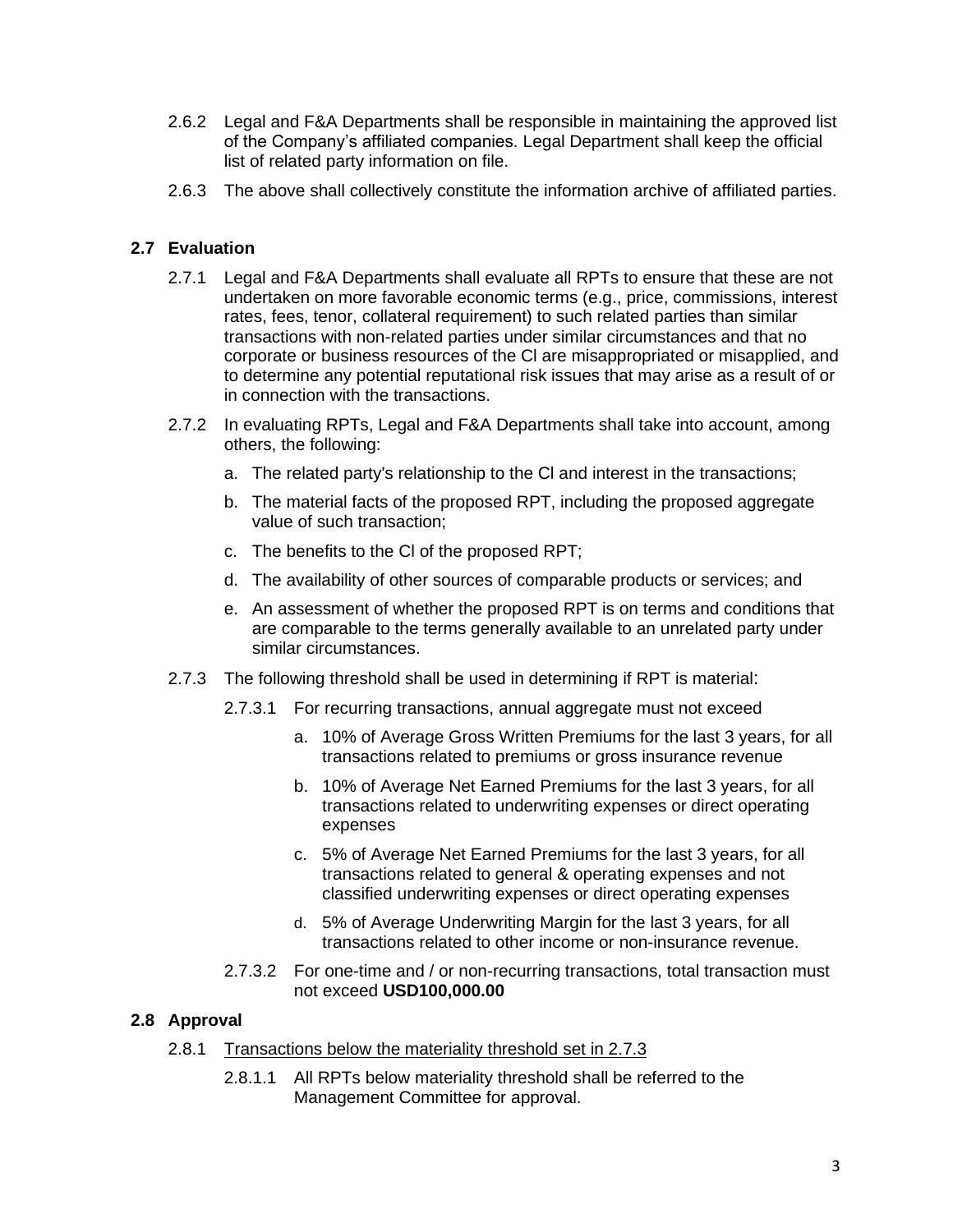2.6.2 Legal and F&A Departments shall be responsible in maintaining the approved list of the Company's affiliated companies. Legal Department shall keep the official list of related party information on file.

2.6.3 The above shall collectively constitute the information archive of affiliated parties.

## 2.7 Evaluation

2.7.1 Legal and F&A Departments shall evaluate all RPTs to ensure that these are not undertaken on more favorable economic terms (e.g., price, commissions, interest rates, fees, tenor, collateral requirement) to such related parties than similar transactions with non-related parties under similar circumstances and that no corporate or business resources of the Cl are misappropriated or misapplied, and to determine any potential reputational risk issues that may arise as a result of or in connection with the transactions.

2.7.2 In evaluating RPTs, Legal and F&A Departments shall take into account, among others, the following:

a. The related party's relationship to the Cl and interest in the transactions;

b. The material facts of the proposed RPT, including the proposed aggregate value of such transaction;

c. The benefits to the Cl of the proposed RPT;

d. The availability of other sources of comparable products or services; and

e. An assessment of whether the proposed RPT is on terms and conditions that are comparable to the terms generally available to an unrelated party under similar circumstances.

2.7.3 The following threshold shall be used in determining if RPT is material:

2.7.3.1 For recurring transactions, annual aggregate must not exceed

a. 10% of Average Gross Written Premiums for the last 3 years, for all transactions related to premiums or gross insurance revenue

b. 10% of Average Net Earned Premiums for the last 3 years, for all transactions related to underwriting expenses or direct operating expenses

c. 5% of Average Net Earned Premiums for the last 3 years, for all transactions related to general & operating expenses and not classified underwriting expenses or direct operating expenses

d. 5% of Average Underwriting Margin for the last 3 years, for all transactions related to other income or non-insurance revenue.

2.7.3.2 For one-time and / or non-recurring transactions, total transaction must not exceed **USD100,000.00**

## 2.8 Approval

2.8.1 Transactions below the materiality threshold set in 2.7.3

2.8.1.1 All RPTs below materiality threshold shall be referred to the Management Committee for approval.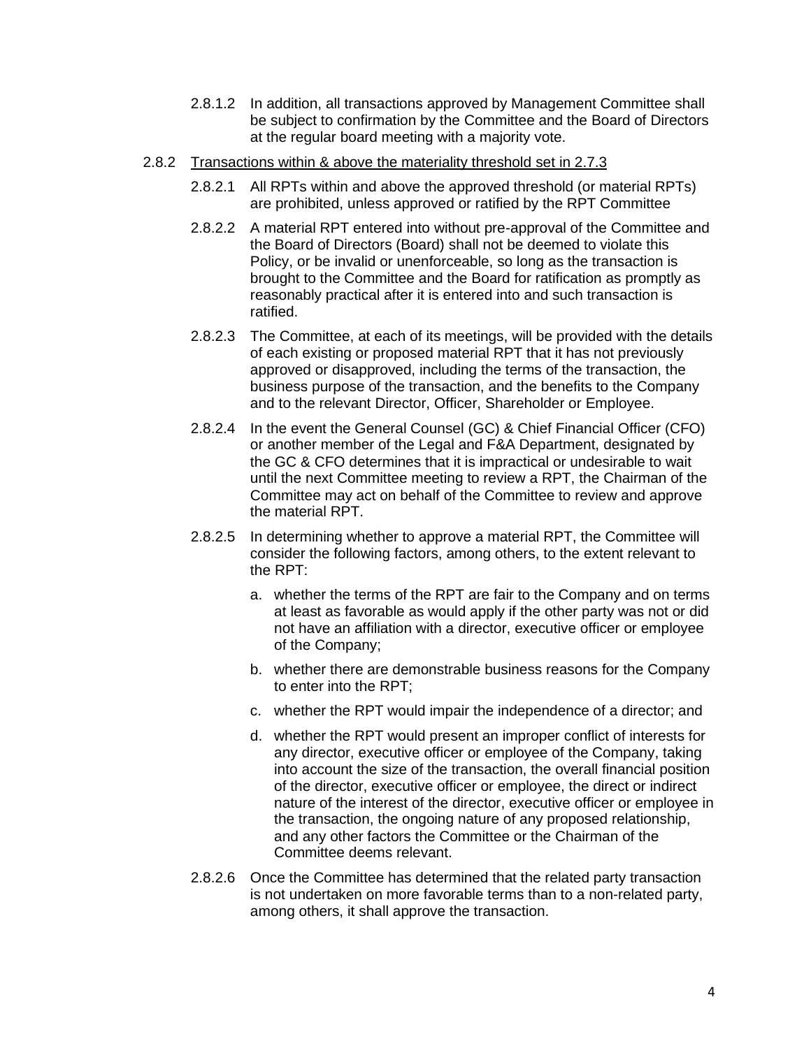2.8.1.2 In addition, all transactions approved by Management Committee shall be subject to confirmation by the Committee and the Board of Directors at the regular board meeting with a majority vote.

2.8.2 <u>Transactions within & above the materiality threshold set in 2.7.3</u>

2.8.2.1 All RPTs within and above the approved threshold (or material RPTs) are prohibited, unless approved or ratified by the RPT Committee

2.8.2.2 A material RPT entered into without pre-approval of the Committee and the Board of Directors (Board) shall not be deemed to violate this Policy, or be invalid or unenforceable, so long as the transaction is brought to the Committee and the Board for ratification as promptly as reasonably practical after it is entered into and such transaction is ratified.

2.8.2.3 The Committee, at each of its meetings, will be provided with the details of each existing or proposed material RPT that it has not previously approved or disapproved, including the terms of the transaction, the business purpose of the transaction, and the benefits to the Company and to the relevant Director, Officer, Shareholder or Employee.

2.8.2.4 In the event the General Counsel (GC) & Chief Financial Officer (CFO) or another member of the Legal and F&A Department, designated by the GC & CFO determines that it is impractical or undesirable to wait until the next Committee meeting to review a RPT, the Chairman of the Committee may act on behalf of the Committee to review and approve the material RPT.

2.8.2.5 In determining whether to approve a material RPT, the Committee will consider the following factors, among others, to the extent relevant to the RPT:

a. whether the terms of the RPT are fair to the Company and on terms at least as favorable as would apply if the other party was not or did not have an affiliation with a director, executive officer or employee of the Company;

b. whether there are demonstrable business reasons for the Company to enter into the RPT;

c. whether the RPT would impair the independence of a director; and

d. whether the RPT would present an improper conflict of interests for any director, executive officer or employee of the Company, taking into account the size of the transaction, the overall financial position of the director, executive officer or employee, the direct or indirect nature of the interest of the director, executive officer or employee in the transaction, the ongoing nature of any proposed relationship, and any other factors the Committee or the Chairman of the Committee deems relevant.

2.8.2.6 Once the Committee has determined that the related party transaction is not undertaken on more favorable terms than to a non-related party, among others, it shall approve the transaction.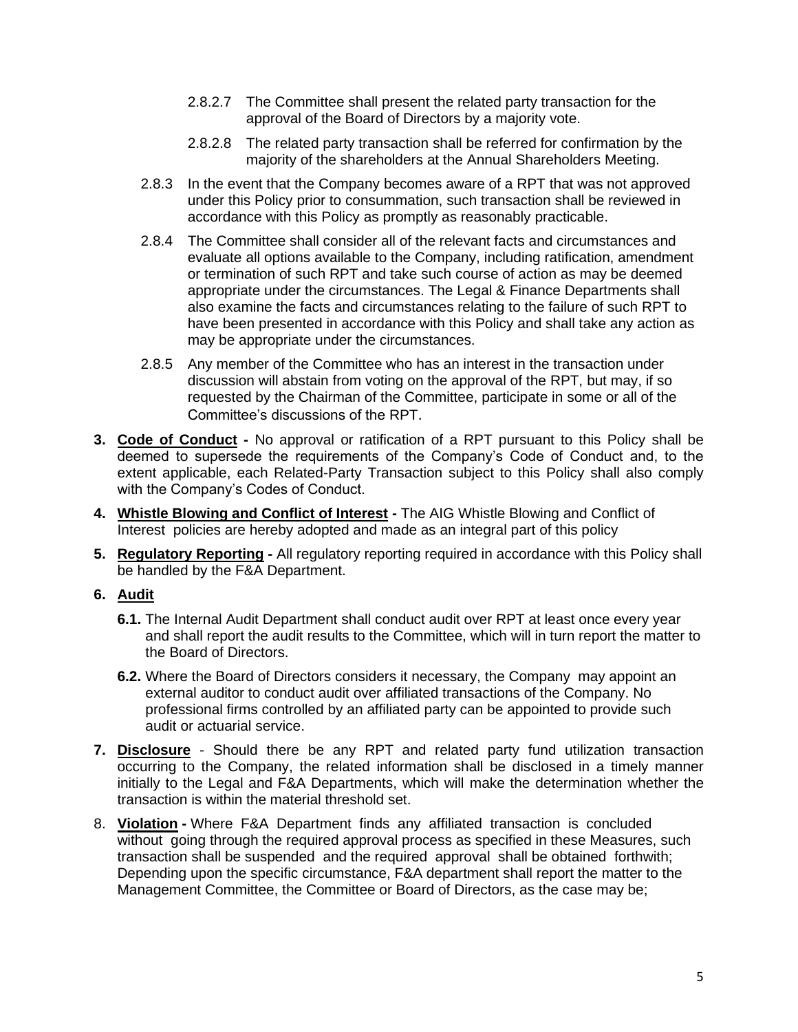2.8.2.7 The Committee shall present the related party transaction for the approval of the Board of Directors by a majority vote.

2.8.2.8 The related party transaction shall be referred for confirmation by the majority of the shareholders at the Annual Shareholders Meeting.

2.8.3 In the event that the Company becomes aware of a RPT that was not approved under this Policy prior to consummation, such transaction shall be reviewed in accordance with this Policy as promptly as reasonably practicable.

2.8.4 The Committee shall consider all of the relevant facts and circumstances and evaluate all options available to the Company, including ratification, amendment or termination of such RPT and take such course of action as may be deemed appropriate under the circumstances. The Legal & Finance Departments shall also examine the facts and circumstances relating to the failure of such RPT to have been presented in accordance with this Policy and shall take any action as may be appropriate under the circumstances.

2.8.5 Any member of the Committee who has an interest in the transaction under discussion will abstain from voting on the approval of the RPT, but may, if so requested by the Chairman of the Committee, participate in some or all of the Committee's discussions of the RPT.

**3. Code of Conduct -** No approval or ratification of a RPT pursuant to this Policy shall be deemed to supersede the requirements of the Company's Code of Conduct and, to the extent applicable, each Related-Party Transaction subject to this Policy shall also comply with the Company's Codes of Conduct.

**4. Whistle Blowing and Conflict of Interest -** The AIG Whistle Blowing and Conflict of Interest policies are hereby adopted and made as an integral part of this policy

**5. Regulatory Reporting -** All regulatory reporting required in accordance with this Policy shall be handled by the F&A Department.

**6. Audit**

**6.1.** The Internal Audit Department shall conduct audit over RPT at least once every year and shall report the audit results to the Committee, which will in turn report the matter to the Board of Directors.

**6.2.** Where the Board of Directors considers it necessary, the Company may appoint an external auditor to conduct audit over affiliated transactions of the Company. No professional firms controlled by an affiliated party can be appointed to provide such audit or actuarial service.

**7. Disclosure** - Should there be any RPT and related party fund utilization transaction occurring to the Company, the related information shall be disclosed in a timely manner initially to the Legal and F&A Departments, which will make the determination whether the transaction is within the material threshold set.

8. **Violation -** Where F&A Department finds any affiliated transaction is concluded without going through the required approval process as specified in these Measures, such transaction shall be suspended and the required approval shall be obtained forthwith; Depending upon the specific circumstance, F&A department shall report the matter to the Management Committee, the Committee or Board of Directors, as the case may be;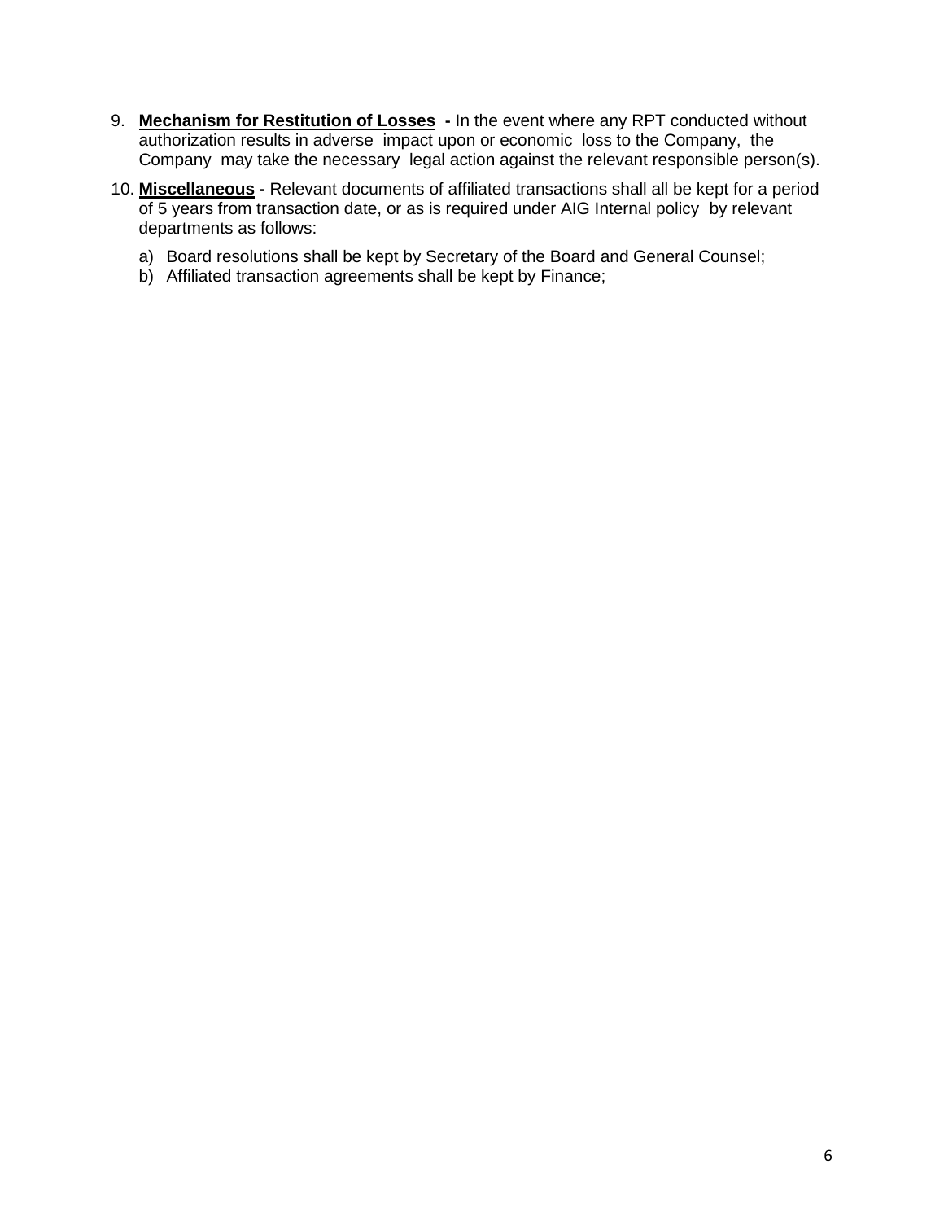9. **Mechanism for Restitution of Losses -** In the event where any RPT conducted without authorization results in adverse impact upon or economic loss to the Company, the Company may take the necessary legal action against the relevant responsible person(s).

10. **Miscellaneous -** Relevant documents of affiliated transactions shall all be kept for a period of 5 years from transaction date, or as is required under AIG Internal policy by relevant departments as follows:

    a) Board resolutions shall be kept by Secretary of the Board and General Counsel;
    b) Affiliated transaction agreements shall be kept by Finance;